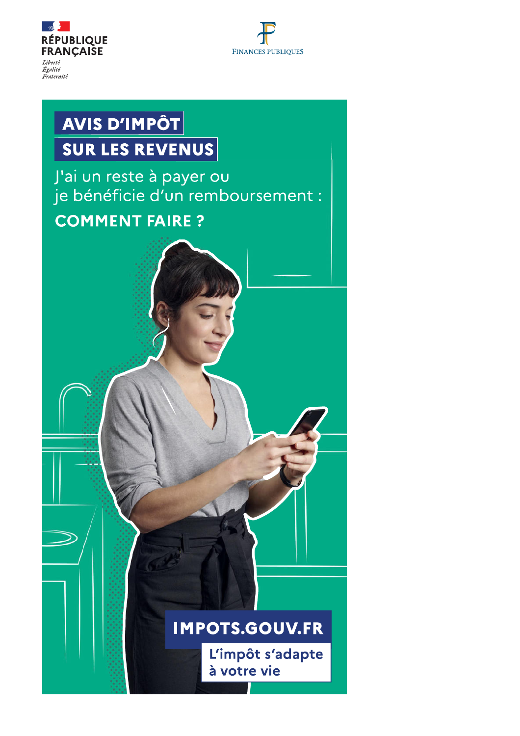RÉPUBLIQUE FRANÇAISE

*Liberté*
*Égalité*
*Fraternité*

FINANCES PUBLIQUES

# AVIS D'IMPÔT SUR LES REVENUS

J'ai un reste à payer ou
je bénéficie d'un remboursement :

## COMMENT FAIRE ?

**IMPOTS.GOUV.FR**

L'impôt s'adapte
à votre vie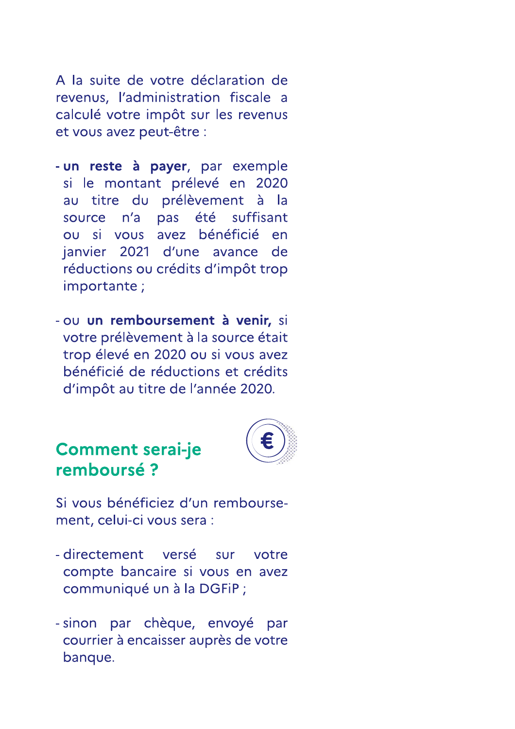A la suite de votre déclaration de revenus, l'administration fiscale a calculé votre impôt sur les revenus et vous avez peut-être :

- **un reste à payer**, par exemple si le montant prélevé en 2020 au titre du prélèvement à la source n'a pas été suffisant ou si vous avez bénéficié en janvier 2021 d'une avance de réductions ou crédits d'impôt trop importante ;

- ou **un remboursement à venir,** si votre prélèvement à la source était trop élevé en 2020 ou si vous avez bénéficié de réductions et crédits d'impôt au titre de l'année 2020.

## Comment serai-je remboursé ?

Si vous bénéficiez d'un remboursement, celui-ci vous sera :

- directement versé sur votre compte bancaire si vous en avez communiqué un à la DGFiP ;

- sinon par chèque, envoyé par courrier à encaisser auprès de votre banque.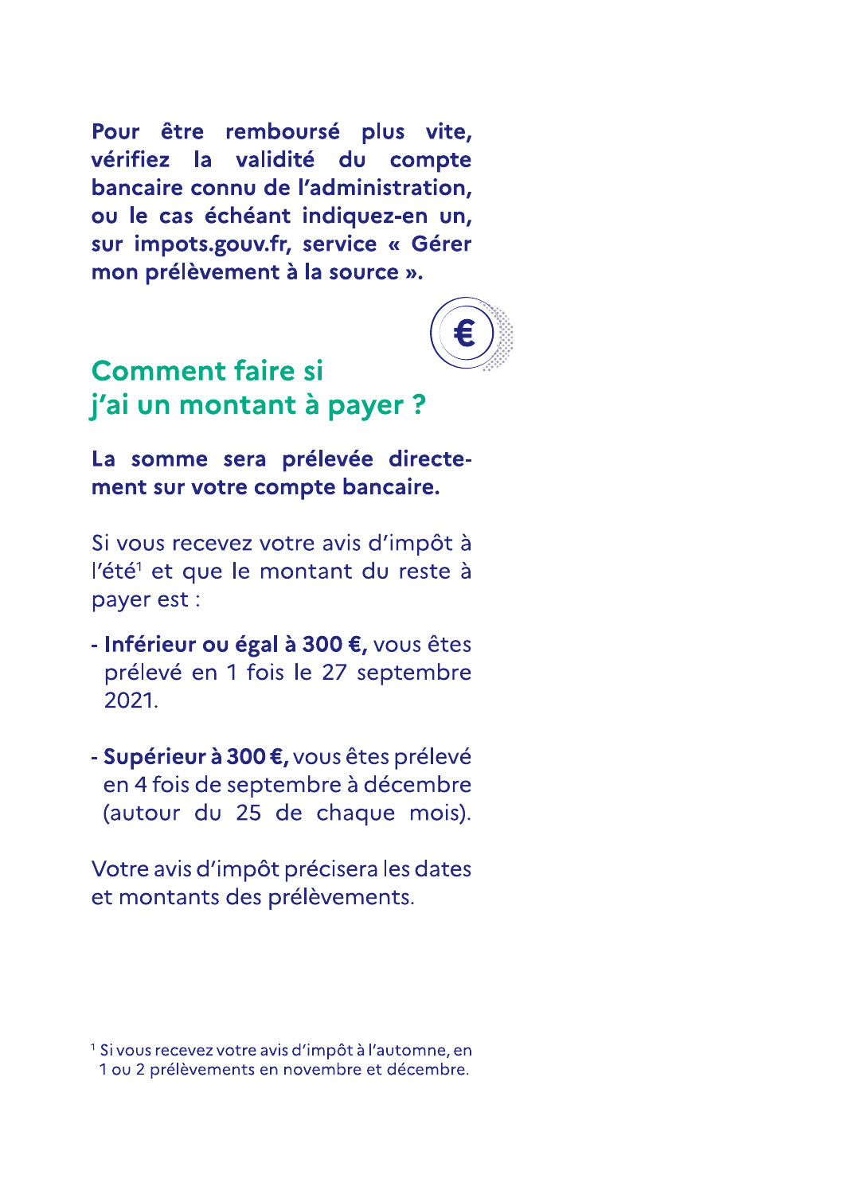**Pour être remboursé plus vite, vérifiez la validité du compte bancaire connu de l'administration, ou le cas échéant indiquez-en un, sur impots.gouv.fr, service « Gérer mon prélèvement à la source ».**

## Comment faire si j'ai un montant à payer ?

**La somme sera prélevée directement sur votre compte bancaire.**

Si vous recevez votre avis d'impôt à l'été[1] et que le montant du reste à payer est :

- **Inférieur ou égal à 300 €,** vous êtes prélevé en 1 fois le 27 septembre 2021.
- **Supérieur à 300 €,** vous êtes prélevé en 4 fois de septembre à décembre (autour du 25 de chaque mois).

Votre avis d'impôt précisera les dates et montants des prélèvements.

[1] Si vous recevez votre avis d'impôt à l'automne, en 1 ou 2 prélèvements en novembre et décembre.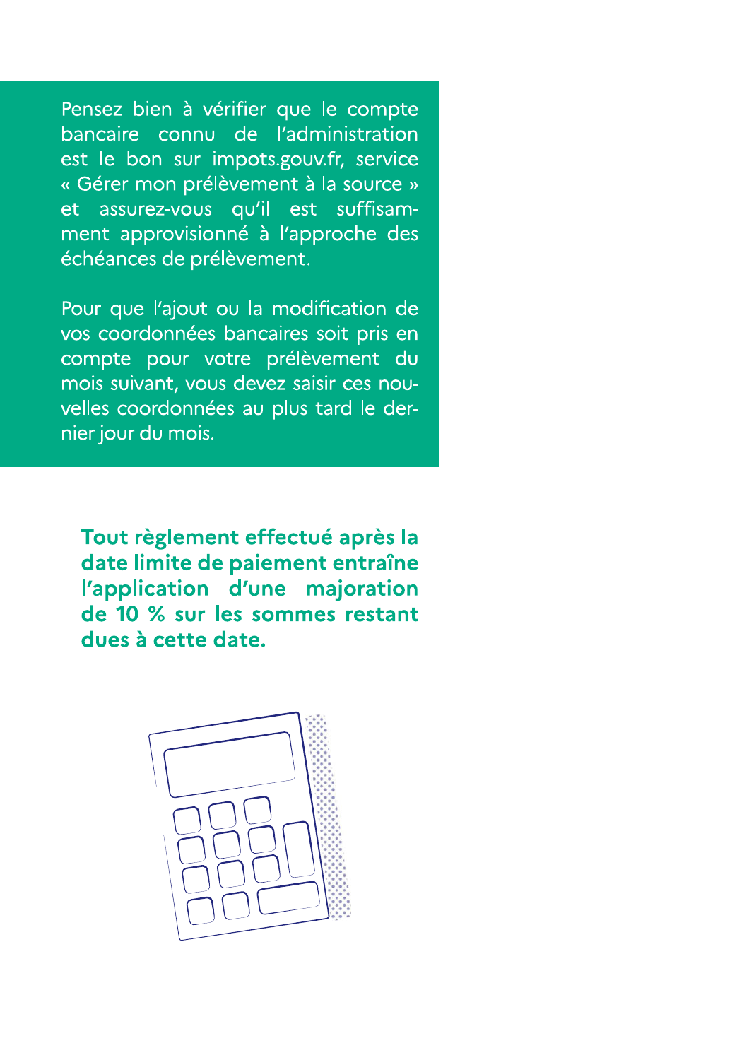Pensez bien à vérifier que le compte bancaire connu de l'administration est le bon sur impots.gouv.fr, service « Gérer mon prélèvement à la source » et assurez-vous qu'il est suffisamment approvisionné à l'approche des échéances de prélèvement.

Pour que l'ajout ou la modification de vos coordonnées bancaires soit pris en compte pour votre prélèvement du mois suivant, vous devez saisir ces nouvelles coordonnées au plus tard le dernier jour du mois.

**Tout règlement effectué après la date limite de paiement entraîne l'application d'une majoration de 10 % sur les sommes restant dues à cette date.**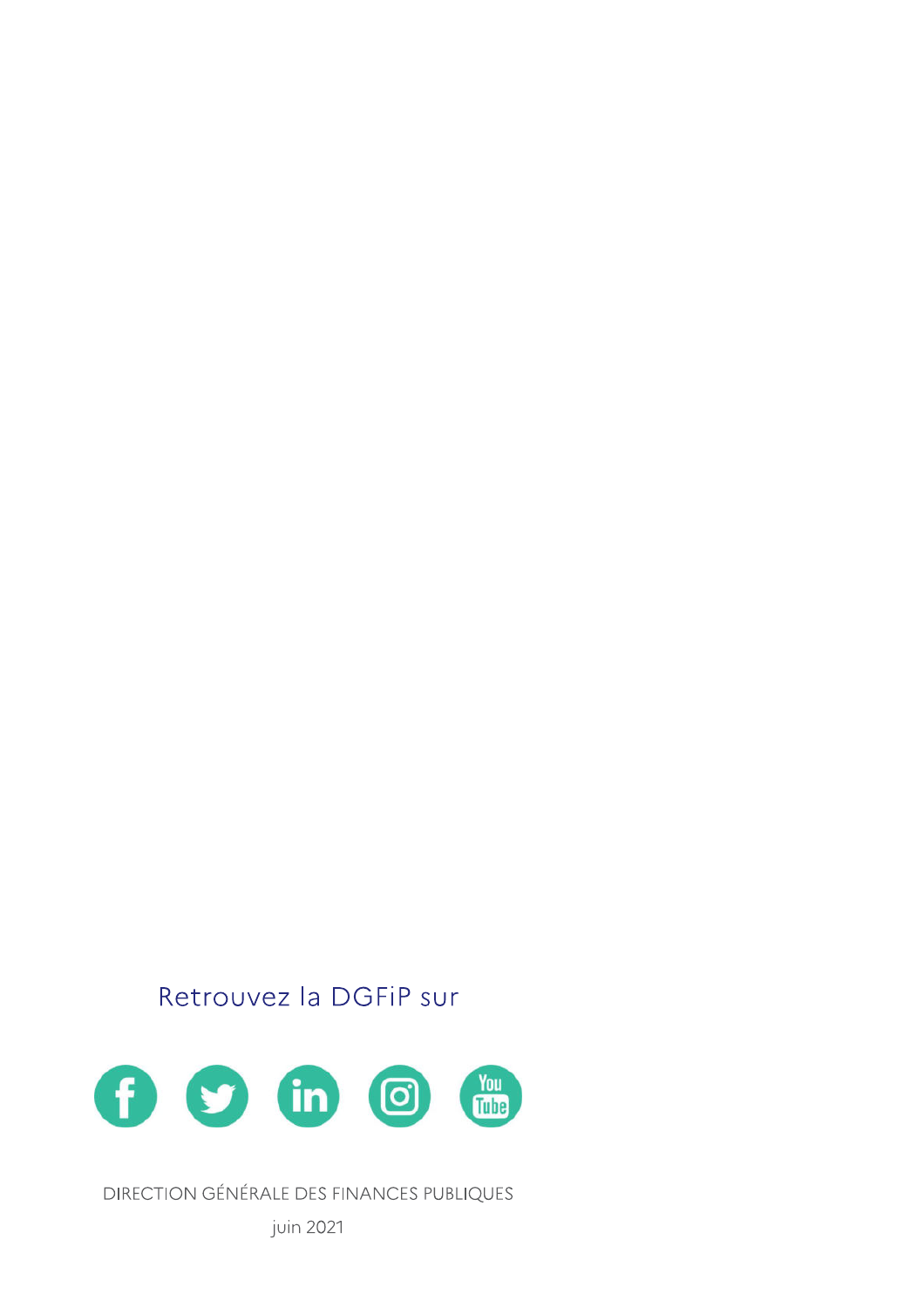Retrouvez la DGFiP sur

DIRECTION GÉNÉRALE DES FINANCES PUBLIQUES

juin 2021